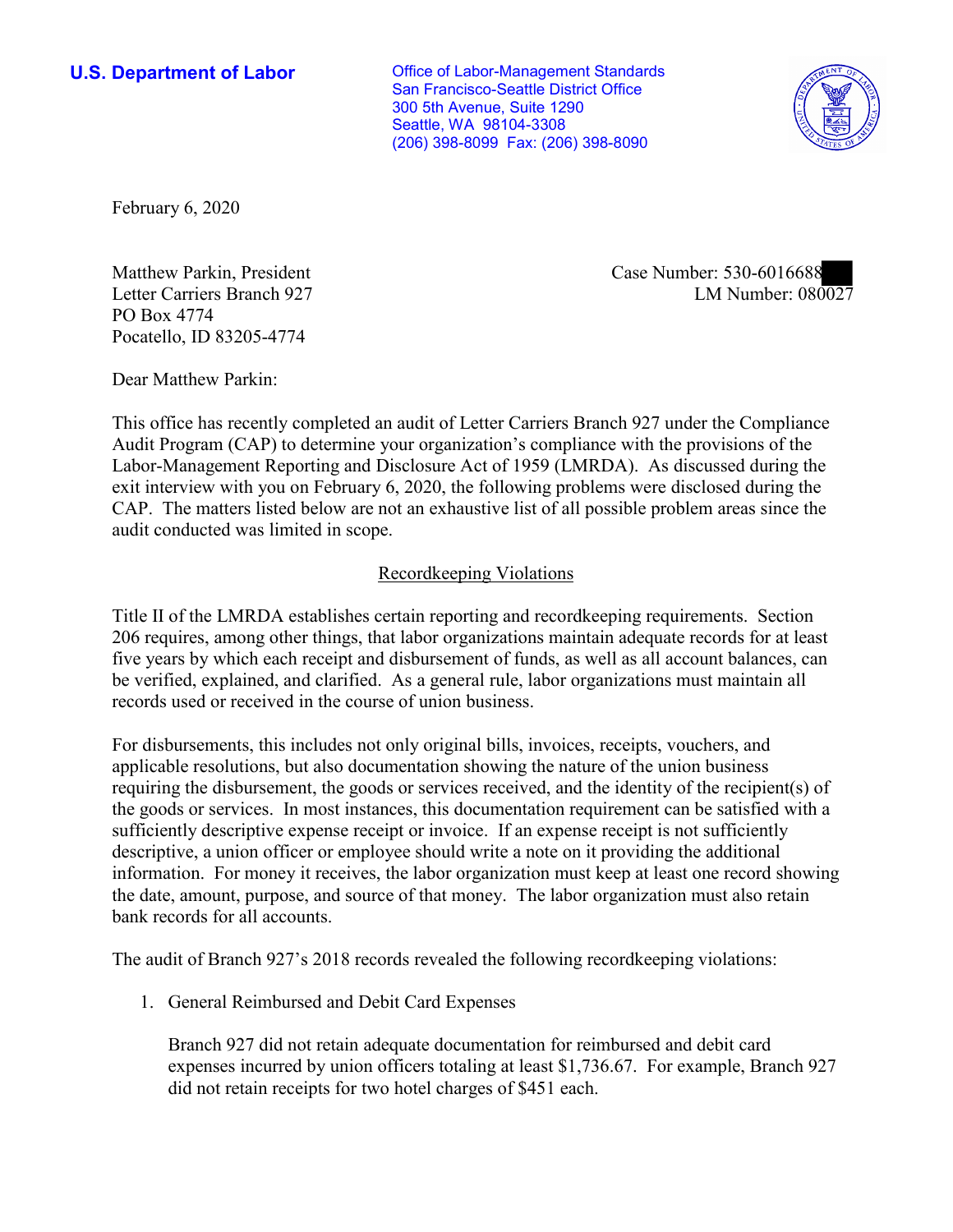**U.S. Department of Labor**

Office of Labor-Management Standards
San Francisco-Seattle District Office
300 5th Avenue, Suite 1290
Seattle, WA 98104-3308
(206) 398-8099 Fax: (206) 398-8090

February 6, 2020

Matthew Parkin, President
Letter Carriers Branch 927
PO Box 4774
Pocatello, ID 83205-4774

Case Number: 530-6016688
LM Number: 080027

Dear Matthew Parkin:

This office has recently completed an audit of Letter Carriers Branch 927 under the Compliance Audit Program (CAP) to determine your organization's compliance with the provisions of the Labor-Management Reporting and Disclosure Act of 1959 (LMRDA). As discussed during the exit interview with you on February 6, 2020, the following problems were disclosed during the CAP. The matters listed below are not an exhaustive list of all possible problem areas since the audit conducted was limited in scope.

## Recordkeeping Violations

Title II of the LMRDA establishes certain reporting and recordkeeping requirements. Section 206 requires, among other things, that labor organizations maintain adequate records for at least five years by which each receipt and disbursement of funds, as well as all account balances, can be verified, explained, and clarified. As a general rule, labor organizations must maintain all records used or received in the course of union business.

For disbursements, this includes not only original bills, invoices, receipts, vouchers, and applicable resolutions, but also documentation showing the nature of the union business requiring the disbursement, the goods or services received, and the identity of the recipient(s) of the goods or services. In most instances, this documentation requirement can be satisfied with a sufficiently descriptive expense receipt or invoice. If an expense receipt is not sufficiently descriptive, a union officer or employee should write a note on it providing the additional information. For money it receives, the labor organization must keep at least one record showing the date, amount, purpose, and source of that money. The labor organization must also retain bank records for all accounts.

The audit of Branch 927's 2018 records revealed the following recordkeeping violations:

1. General Reimbursed and Debit Card Expenses

   Branch 927 did not retain adequate documentation for reimbursed and debit card expenses incurred by union officers totaling at least $1,736.67. For example, Branch 927 did not retain receipts for two hotel charges of $451 each.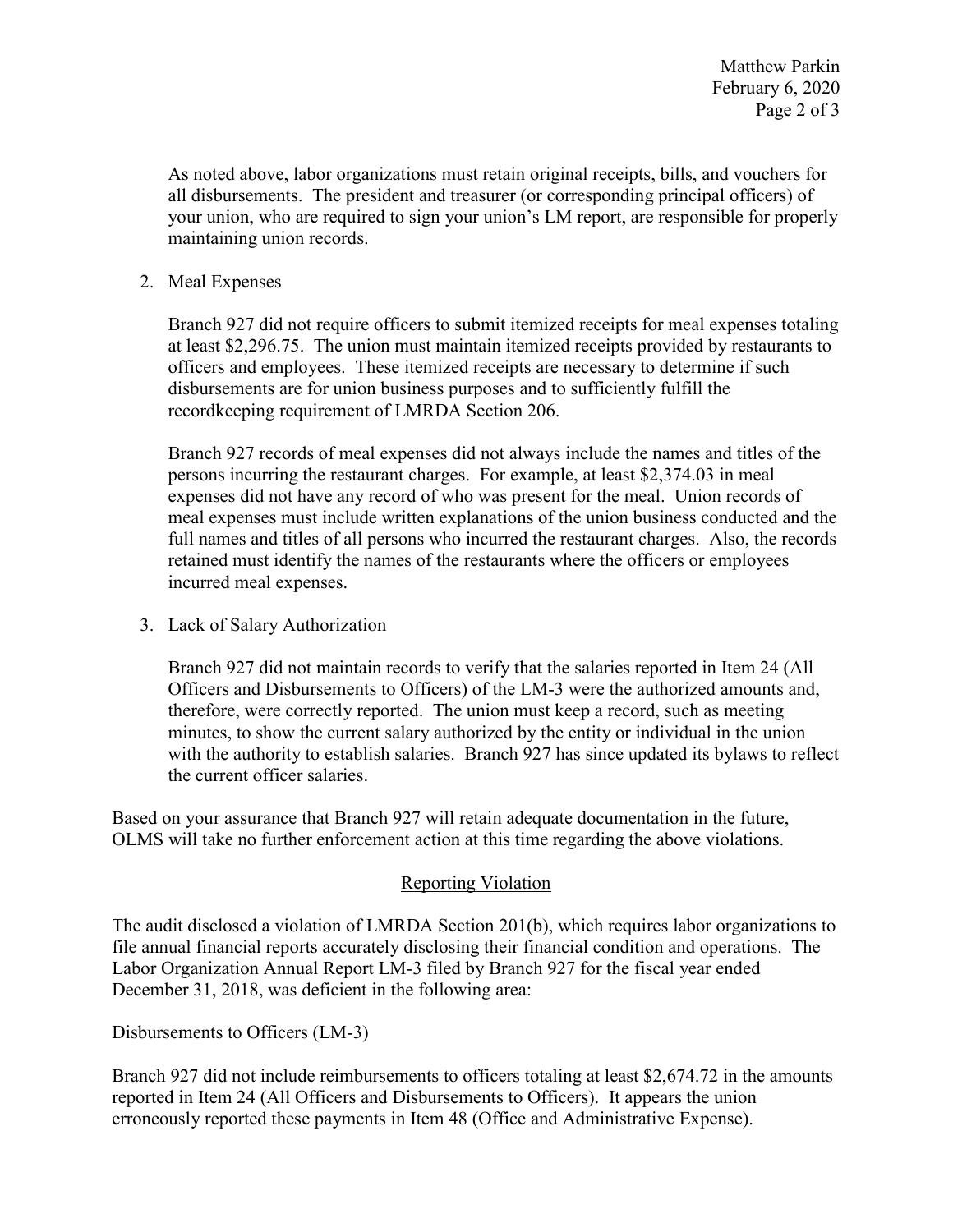As noted above, labor organizations must retain original receipts, bills, and vouchers for all disbursements. The president and treasurer (or corresponding principal officers) of your union, who are required to sign your union's LM report, are responsible for properly maintaining union records.

2. Meal Expenses

   Branch 927 did not require officers to submit itemized receipts for meal expenses totaling at least $2,296.75. The union must maintain itemized receipts provided by restaurants to officers and employees. These itemized receipts are necessary to determine if such disbursements are for union business purposes and to sufficiently fulfill the recordkeeping requirement of LMRDA Section 206.

   Branch 927 records of meal expenses did not always include the names and titles of the persons incurring the restaurant charges. For example, at least $2,374.03 in meal expenses did not have any record of who was present for the meal. Union records of meal expenses must include written explanations of the union business conducted and the full names and titles of all persons who incurred the restaurant charges. Also, the records retained must identify the names of the restaurants where the officers or employees incurred meal expenses.

3. Lack of Salary Authorization

   Branch 927 did not maintain records to verify that the salaries reported in Item 24 (All Officers and Disbursements to Officers) of the LM-3 were the authorized amounts and, therefore, were correctly reported. The union must keep a record, such as meeting minutes, to show the current salary authorized by the entity or individual in the union with the authority to establish salaries. Branch 927 has since updated its bylaws to reflect the current officer salaries.

Based on your assurance that Branch 927 will retain adequate documentation in the future, OLMS will take no further enforcement action at this time regarding the above violations.

## Reporting Violation

The audit disclosed a violation of LMRDA Section 201(b), which requires labor organizations to file annual financial reports accurately disclosing their financial condition and operations. The Labor Organization Annual Report LM-3 filed by Branch 927 for the fiscal year ended December 31, 2018, was deficient in the following area:

Disbursements to Officers (LM-3)

Branch 927 did not include reimbursements to officers totaling at least $2,674.72 in the amounts reported in Item 24 (All Officers and Disbursements to Officers). It appears the union erroneously reported these payments in Item 48 (Office and Administrative Expense).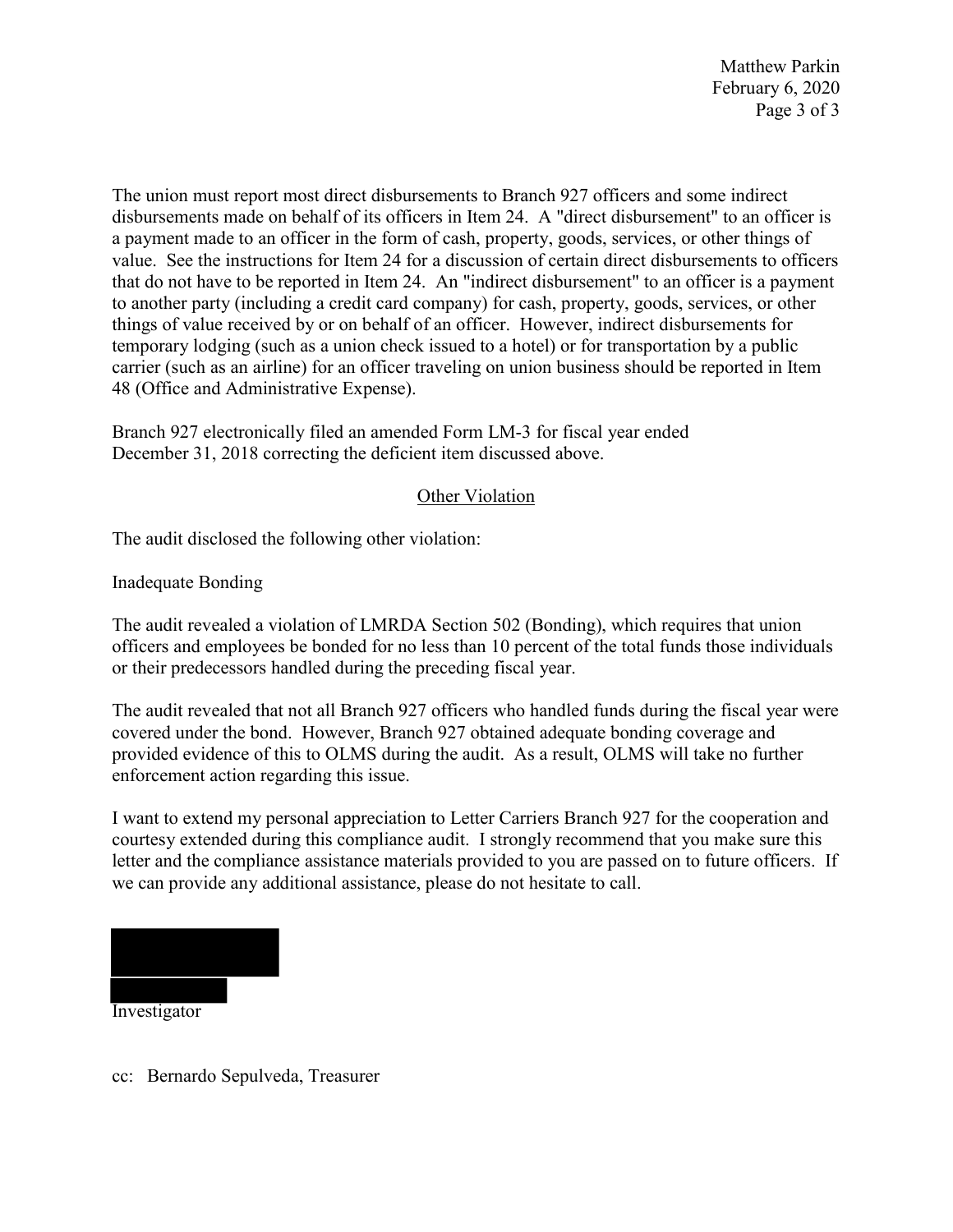The union must report most direct disbursements to Branch 927 officers and some indirect disbursements made on behalf of its officers in Item 24. A "direct disbursement" to an officer is a payment made to an officer in the form of cash, property, goods, services, or other things of value. See the instructions for Item 24 for a discussion of certain direct disbursements to officers that do not have to be reported in Item 24. An "indirect disbursement" to an officer is a payment to another party (including a credit card company) for cash, property, goods, services, or other things of value received by or on behalf of an officer. However, indirect disbursements for temporary lodging (such as a union check issued to a hotel) or for transportation by a public carrier (such as an airline) for an officer traveling on union business should be reported in Item 48 (Office and Administrative Expense).

Branch 927 electronically filed an amended Form LM-3 for fiscal year ended December 31, 2018 correcting the deficient item discussed above.

## Other Violation

The audit disclosed the following other violation:

Inadequate Bonding

The audit revealed a violation of LMRDA Section 502 (Bonding), which requires that union officers and employees be bonded for no less than 10 percent of the total funds those individuals or their predecessors handled during the preceding fiscal year.

The audit revealed that not all Branch 927 officers who handled funds during the fiscal year were covered under the bond. However, Branch 927 obtained adequate bonding coverage and provided evidence of this to OLMS during the audit. As a result, OLMS will take no further enforcement action regarding this issue.

I want to extend my personal appreciation to Letter Carriers Branch 927 for the cooperation and courtesy extended during this compliance audit. I strongly recommend that you make sure this letter and the compliance assistance materials provided to you are passed on to future officers. If we can provide any additional assistance, please do not hesitate to call.

Investigator

cc: Bernardo Sepulveda, Treasurer